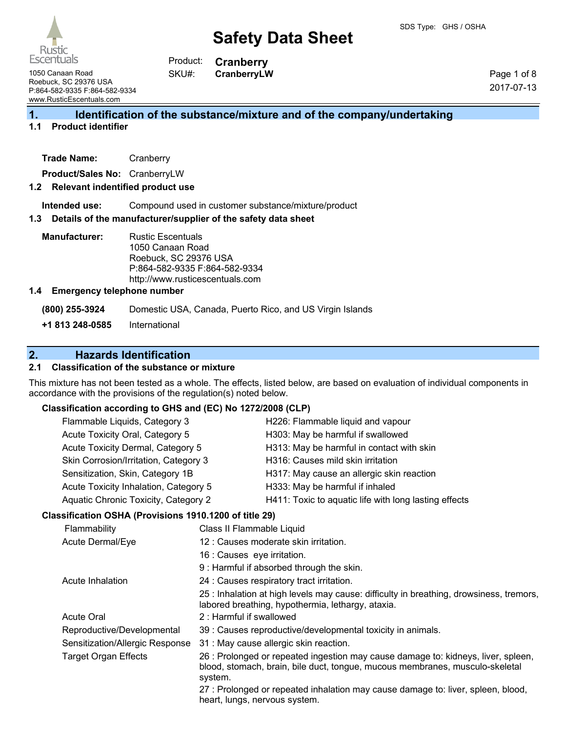# Safety Data Sheet

SDS Type: GHS / OSHA

Rustic Escentuals
1050 Canaan Road
Roebuck, SC 29376 USA
P:864-582-9335 F:864-582-9334
www.RusticEscentuals.com

Product: **Cranberry**
SKU#: **CranberryLW**

2017-07-13

## 1. Identification of the substance/mixture and of the company/undertaking

### 1.1 Product identifier

**Trade Name:** Cranberry

**Product/Sales No:** CranberryLW

### 1.2 Relevant indentified product use

**Intended use:** Compound used in customer substance/mixture/product

### 1.3 Details of the manufacturer/supplier of the safety data sheet

**Manufacturer:** Rustic Escentuals
1050 Canaan Road
Roebuck, SC 29376 USA
P:864-582-9335 F:864-582-9334
http://www.rusticescentuals.com

### 1.4 Emergency telephone number

**(800) 255-3924** Domestic USA, Canada, Puerto Rico, and US Virgin Islands

**+1 813 248-0585** International

## 2. Hazards Identification

### 2.1 Classification of the substance or mixture

This mixture has not been tested as a whole. The effects, listed below, are based on evaluation of individual components in accordance with the provisions of the regulation(s) noted below.

**Classification according to GHS and (EC) No 1272/2008 (CLP)**

| | |
|---|---|
| Flammable Liquids, Category 3 | H226: Flammable liquid and vapour |
| Acute Toxicity Oral, Category 5 | H303: May be harmful if swallowed |
| Acute Toxicity Dermal, Category 5 | H313: May be harmful in contact with skin |
| Skin Corrosion/Irritation, Category 3 | H316: Causes mild skin irritation |
| Sensitization, Skin, Category 1B | H317: May cause an allergic skin reaction |
| Acute Toxicity Inhalation, Category 5 | H333: May be harmful if inhaled |
| Aquatic Chronic Toxicity, Category 2 | H411: Toxic to aquatic life with long lasting effects |

**Classification OSHA (Provisions 1910.1200 of title 29)**

| | |
|---|---|
| Flammability | Class II Flammable Liquid |
| Acute Dermal/Eye | 12 : Causes moderate skin irritation. |
| | 16 : Causes eye irritation. |
| | 9 : Harmful if absorbed through the skin. |
| Acute Inhalation | 24 : Causes respiratory tract irritation. |
| | 25 : Inhalation at high levels may cause: difficulty in breathing, drowsiness, tremors, labored breathing, hypothermia, lethargy, ataxia. |
| Acute Oral | 2 : Harmful if swallowed |
| Reproductive/Developmental | 39 : Causes reproductive/developmental toxicity in animals. |
| Sensitization/Allergic Response | 31 : May cause allergic skin reaction. |
| Target Organ Effects | 26 : Prolonged or repeated ingestion may cause damage to: kidneys, liver, spleen, blood, stomach, brain, bile duct, tongue, mucous membranes, musculo-skeletal system. |
| | 27 : Prolonged or repeated inhalation may cause damage to: liver, spleen, blood, heart, lungs, nervous system. |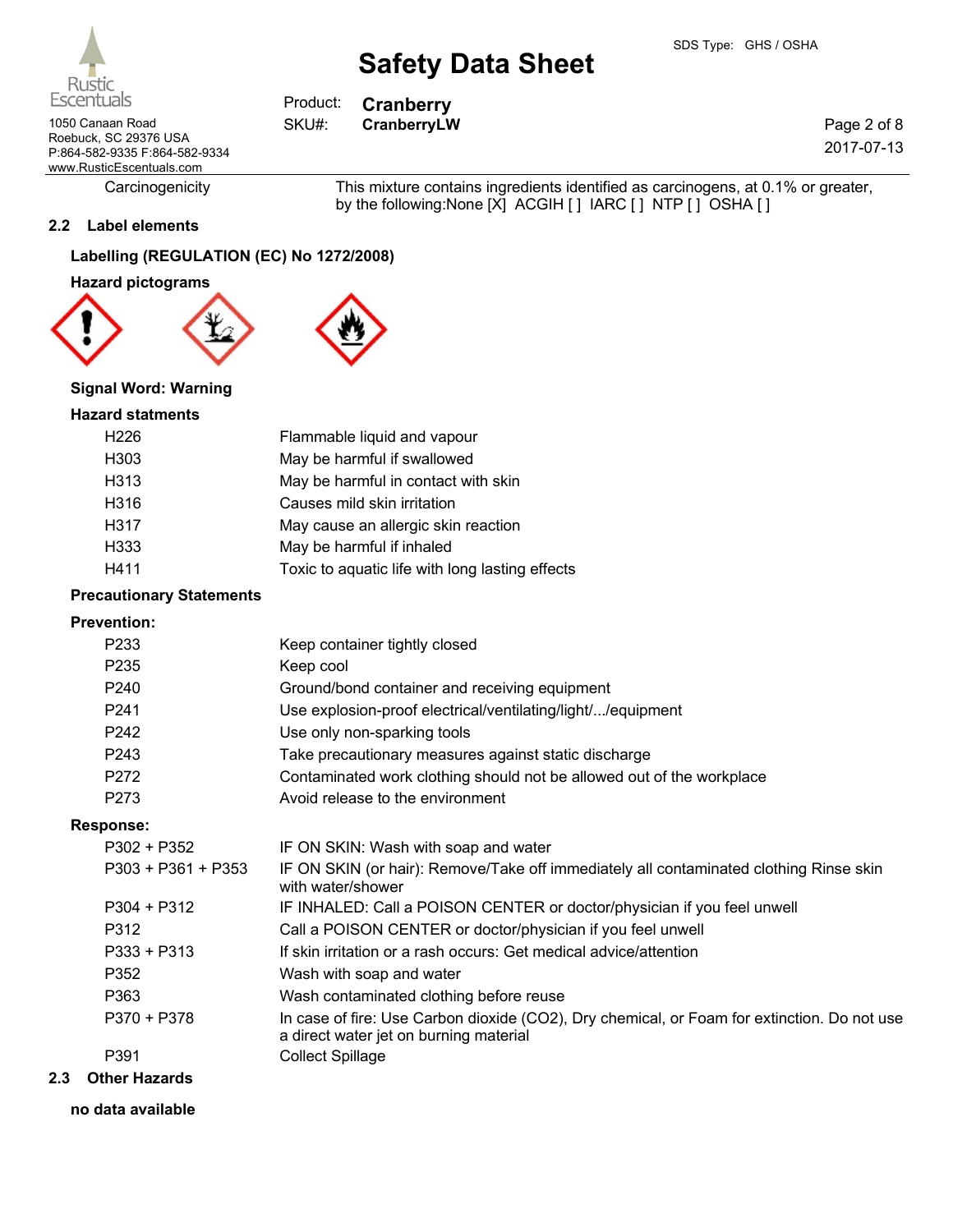Carcinogenicity — This mixture contains ingredients identified as carcinogens, at 0.1% or greater, by the following:None [X] ACGIH [ ] IARC [ ] NTP [ ] OSHA [ ]

## 2.2 Label elements

### Labelling (REGULATION (EC) No 1272/2008)

### Hazard pictograms

**Signal Word: Warning**

### Hazard statments

| | |
|---|---|
| H226 | Flammable liquid and vapour |
| H303 | May be harmful if swallowed |
| H313 | May be harmful in contact with skin |
| H316 | Causes mild skin irritation |
| H317 | May cause an allergic skin reaction |
| H333 | May be harmful if inhaled |
| H411 | Toxic to aquatic life with long lasting effects |

### Precautionary Statements

**Prevention:**

| | |
|---|---|
| P233 | Keep container tightly closed |
| P235 | Keep cool |
| P240 | Ground/bond container and receiving equipment |
| P241 | Use explosion-proof electrical/ventilating/light/.../equipment |
| P242 | Use only non-sparking tools |
| P243 | Take precautionary measures against static discharge |
| P272 | Contaminated work clothing should not be allowed out of the workplace |
| P273 | Avoid release to the environment |

**Response:**

| | |
|---|---|
| P302 + P352 | IF ON SKIN: Wash with soap and water |
| P303 + P361 + P353 | IF ON SKIN (or hair): Remove/Take off immediately all contaminated clothing Rinse skin with water/shower |
| P304 + P312 | IF INHALED: Call a POISON CENTER or doctor/physician if you feel unwell |
| P312 | Call a POISON CENTER or doctor/physician if you feel unwell |
| P333 + P313 | If skin irritation or a rash occurs: Get medical advice/attention |
| P352 | Wash with soap and water |
| P363 | Wash contaminated clothing before reuse |
| P370 + P378 | In case of fire: Use Carbon dioxide ($CO_2$), Dry chemical, or Foam for extinction. Do not use a direct water jet on burning material |
| P391 | Collect Spillage |

## 2.3 Other Hazards

**no data available**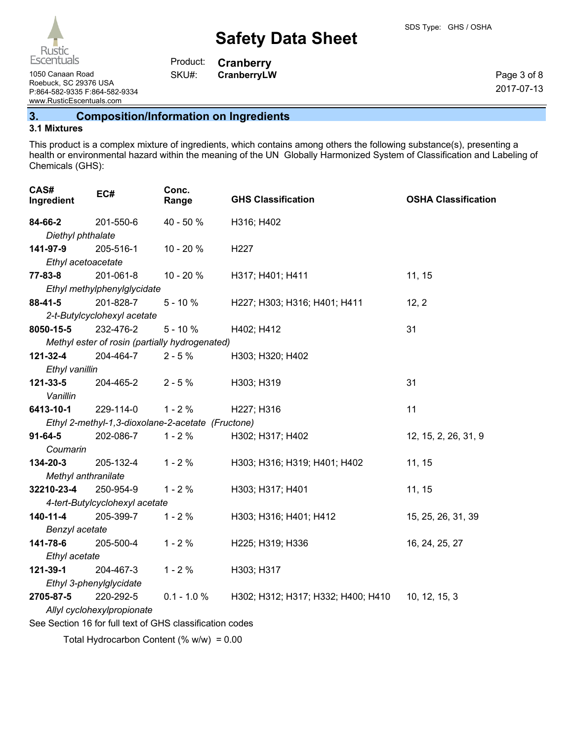## 3. Composition/Information on Ingredients

### 3.1 Mixtures

This product is a complex mixture of ingredients, which contains among others the following substance(s), presenting a health or environmental hazard within the meaning of the UN Globally Harmonized System of Classification and Labeling of Chemicals (GHS):

| CAS# Ingredient | EC# | Conc. Range | GHS Classification | OSHA Classification |
|---|---|---|---|---|
| **84-66-2** *Diethyl phthalate* | 201-550-6 | 40 - 50 % | H316; H402 | |
| **141-97-9** *Ethyl acetoacetate* | 205-516-1 | 10 - 20 % | H227 | |
| **77-83-8** *Ethyl methylphenylglycidate* | 201-061-8 | 10 - 20 % | H317; H401; H411 | 11, 15 |
| **88-41-5** *2-t-Butylcyclohexyl acetate* | 201-828-7 | 5 - 10 % | H227; H303; H316; H401; H411 | 12, 2 |
| **8050-15-5** *Methyl ester of rosin (partially hydrogenated)* | 232-476-2 | 5 - 10 % | H402; H412 | 31 |
| **121-32-4** *Ethyl vanillin* | 204-464-7 | 2 - 5 % | H303; H320; H402 | |
| **121-33-5** *Vanillin* | 204-465-2 | 2 - 5 % | H303; H319 | 31 |
| **6413-10-1** *Ethyl 2-methyl-1,3-dioxolane-2-acetate (Fructone)* | 229-114-0 | 1 - 2 % | H227; H316 | 11 |
| **91-64-5** *Coumarin* | 202-086-7 | 1 - 2 % | H302; H317; H402 | 12, 15, 2, 26, 31, 9 |
| **134-20-3** *Methyl anthranilate* | 205-132-4 | 1 - 2 % | H303; H316; H319; H401; H402 | 11, 15 |
| **32210-23-4** *4-tert-Butylcyclohexyl acetate* | 250-954-9 | 1 - 2 % | H303; H317; H401 | 11, 15 |
| **140-11-4** *Benzyl acetate* | 205-399-7 | 1 - 2 % | H303; H316; H401; H412 | 15, 25, 26, 31, 39 |
| **141-78-6** *Ethyl acetate* | 205-500-4 | 1 - 2 % | H225; H319; H336 | 16, 24, 25, 27 |
| **121-39-1** *Ethyl 3-phenylglycidate* | 204-467-3 | 1 - 2 % | H303; H317 | |
| **2705-87-5** *Allyl cyclohexylpropionate* | 220-292-5 | 0.1 - 1.0 % | H302; H312; H317; H332; H400; H410 | 10, 12, 15, 3 |

See Section 16 for full text of GHS classification codes

Total Hydrocarbon Content (% w/w) = 0.00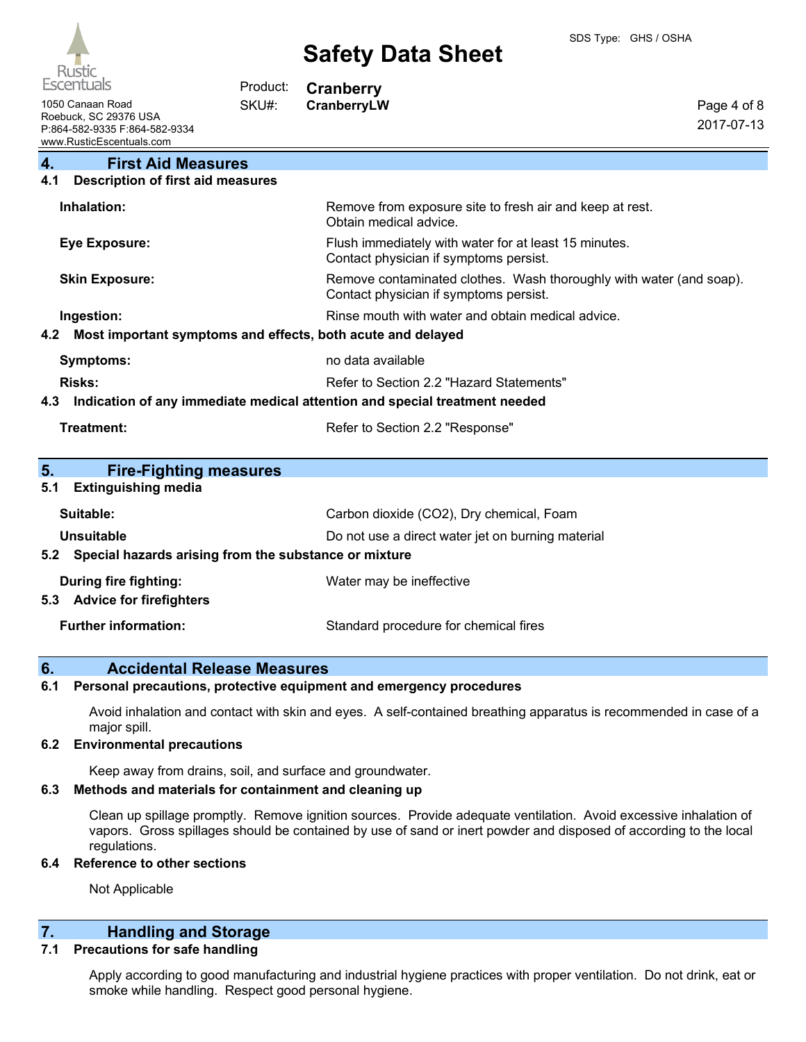## 4. First Aid Measures

### 4.1 Description of first aid measures

| | |
|---|---|
| **Inhalation:** | Remove from exposure site to fresh air and keep at rest. Obtain medical advice. |
| **Eye Exposure:** | Flush immediately with water for at least 15 minutes. Contact physician if symptoms persist. |
| **Skin Exposure:** | Remove contaminated clothes. Wash thoroughly with water (and soap). Contact physician if symptoms persist. |
| **Ingestion:** | Rinse mouth with water and obtain medical advice. |

### 4.2 Most important symptoms and effects, both acute and delayed

| | |
|---|---|
| **Symptoms:** | no data available |
| **Risks:** | Refer to Section 2.2 "Hazard Statements" |

### 4.3 Indication of any immediate medical attention and special treatment needed

| | |
|---|---|
| **Treatment:** | Refer to Section 2.2 "Response" |

## 5. Fire-Fighting measures

### 5.1 Extinguishing media

| | |
|---|---|
| **Suitable:** | Carbon dioxide ($CO_2$), Dry chemical, Foam |
| **Unsuitable** | Do not use a direct water jet on burning material |

### 5.2 Special hazards arising from the substance or mixture

| | |
|---|---|
| **During fire fighting:** | Water may be ineffective |

### 5.3 Advice for firefighters

| | |
|---|---|
| **Further information:** | Standard procedure for chemical fires |

## 6. Accidental Release Measures

### 6.1 Personal precautions, protective equipment and emergency procedures

Avoid inhalation and contact with skin and eyes. A self-contained breathing apparatus is recommended in case of a major spill.

### 6.2 Environmental precautions

Keep away from drains, soil, and surface and groundwater.

### 6.3 Methods and materials for containment and cleaning up

Clean up spillage promptly. Remove ignition sources. Provide adequate ventilation. Avoid excessive inhalation of vapors. Gross spillages should be contained by use of sand or inert powder and disposed of according to the local regulations.

### 6.4 Reference to other sections

Not Applicable

## 7. Handling and Storage

### 7.1 Precautions for safe handling

Apply according to good manufacturing and industrial hygiene practices with proper ventilation. Do not drink, eat or smoke while handling. Respect good personal hygiene.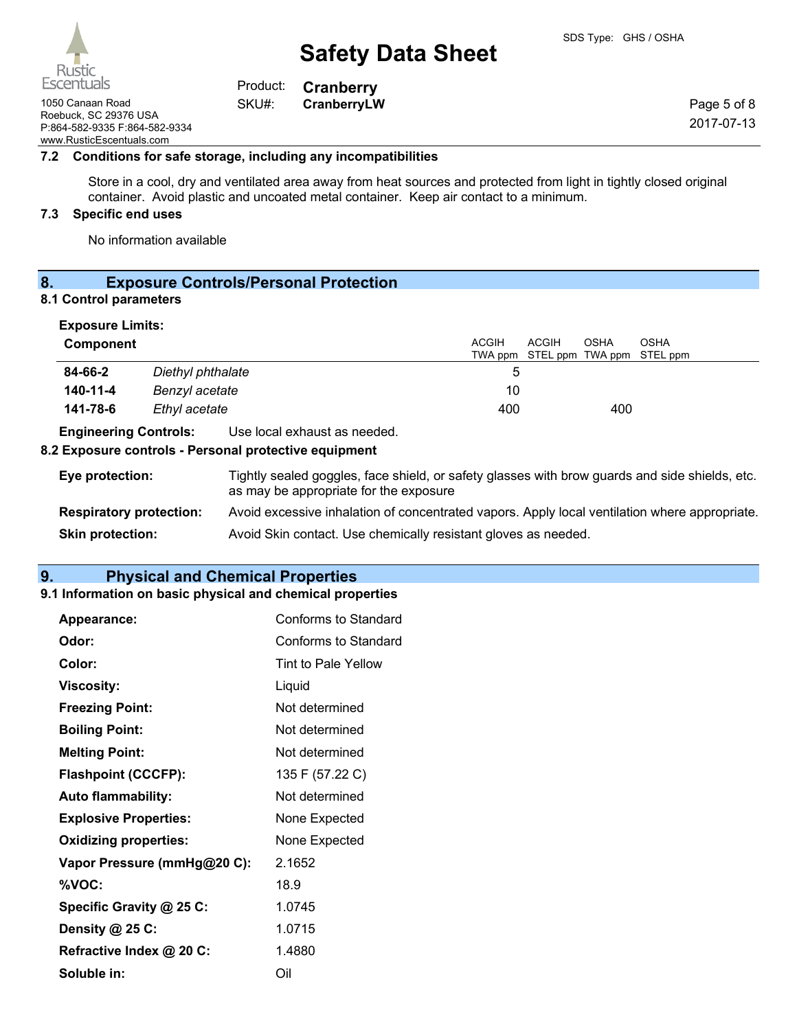**7.2 Conditions for safe storage, including any incompatibilities**

Store in a cool, dry and ventilated area away from heat sources and protected from light in tightly closed original container. Avoid plastic and uncoated metal container. Keep air contact to a minimum.

**7.3 Specific end uses**

No information available

## 8. Exposure Controls/Personal Protection

**8.1 Control parameters**

**Exposure Limits:**

| Component | | ACGIH TWA ppm | ACGIH STEL ppm | OSHA TWA ppm | OSHA STEL ppm |
|---|---|---|---|---|---|
| **84-66-2** | *Diethyl phthalate* | 5 | | | |
| **140-11-4** | *Benzyl acetate* | 10 | | | |
| **141-78-6** | *Ethyl acetate* | 400 | | 400 | |

**Engineering Controls:** Use local exhaust as needed.

**8.2 Exposure controls - Personal protective equipment**

**Eye protection:** Tightly sealed goggles, face shield, or safety glasses with brow guards and side shields, etc. as may be appropriate for the exposure

**Respiratory protection:** Avoid excessive inhalation of concentrated vapors. Apply local ventilation where appropriate.

**Skin protection:** Avoid Skin contact. Use chemically resistant gloves as needed.

## 9. Physical and Chemical Properties

**9.1 Information on basic physical and chemical properties**

| | |
|---|---|
| **Appearance:** | Conforms to Standard |
| **Odor:** | Conforms to Standard |
| **Color:** | Tint to Pale Yellow |
| **Viscosity:** | Liquid |
| **Freezing Point:** | Not determined |
| **Boiling Point:** | Not determined |
| **Melting Point:** | Not determined |
| **Flashpoint (CCCFP):** | 135 F (57.22 C) |
| **Auto flammability:** | Not determined |
| **Explosive Properties:** | None Expected |
| **Oxidizing properties:** | None Expected |
| **Vapor Pressure (mmHg@20 C):** | 2.1652 |
| **%VOC:** | 18.9 |
| **Specific Gravity @ 25 C:** | 1.0745 |
| **Density @ 25 C:** | 1.0715 |
| **Refractive Index @ 20 C:** | 1.4880 |
| **Soluble in:** | Oil |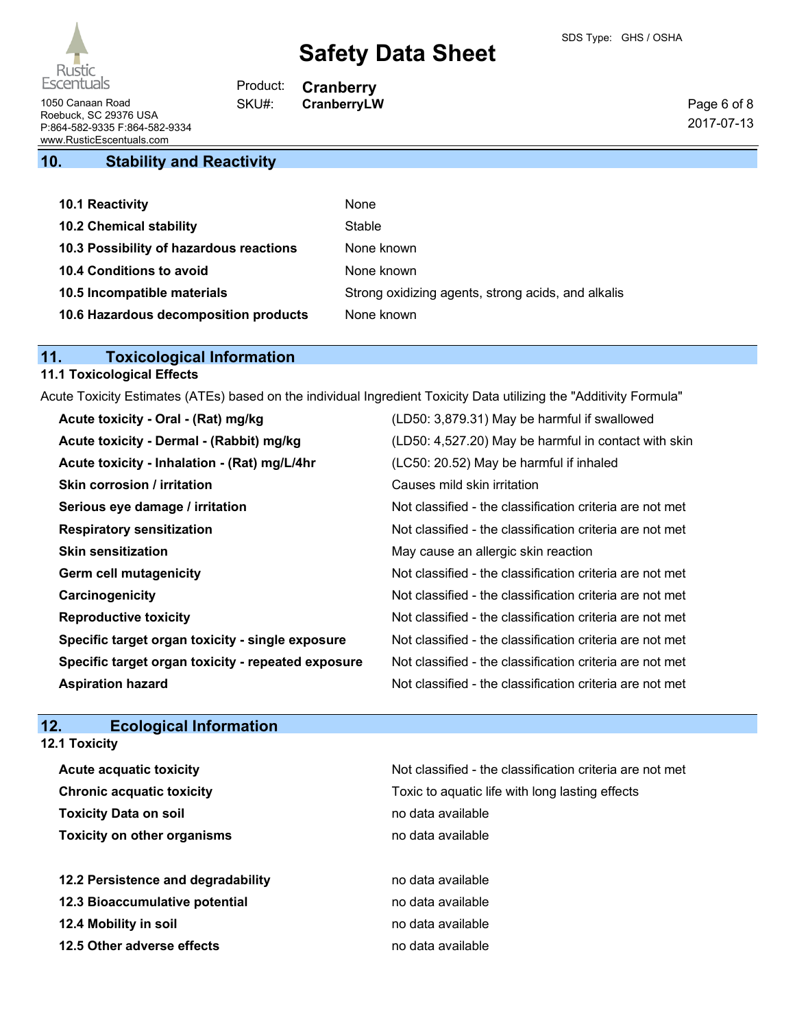## 10. Stability and Reactivity

| | |
|---|---|
| **10.1 Reactivity** | None |
| **10.2 Chemical stability** | Stable |
| **10.3 Possibility of hazardous reactions** | None known |
| **10.4 Conditions to avoid** | None known |
| **10.5 Incompatible materials** | Strong oxidizing agents, strong acids, and alkalis |
| **10.6 Hazardous decomposition products** | None known |

## 11. Toxicological Information

### 11.1 Toxicological Effects

Acute Toxicity Estimates (ATEs) based on the individual Ingredient Toxicity Data utilizing the "Additivity Formula"

| | |
|---|---|
| **Acute toxicity - Oral - (Rat) mg/kg** | (LD50: 3,879.31) May be harmful if swallowed |
| **Acute toxicity - Dermal - (Rabbit) mg/kg** | (LD50: 4,527.20) May be harmful in contact with skin |
| **Acute toxicity - Inhalation - (Rat) mg/L/4hr** | (LC50: 20.52) May be harmful if inhaled |
| **Skin corrosion / irritation** | Causes mild skin irritation |
| **Serious eye damage / irritation** | Not classified - the classification criteria are not met |
| **Respiratory sensitization** | Not classified - the classification criteria are not met |
| **Skin sensitization** | May cause an allergic skin reaction |
| **Germ cell mutagenicity** | Not classified - the classification criteria are not met |
| **Carcinogenicity** | Not classified - the classification criteria are not met |
| **Reproductive toxicity** | Not classified - the classification criteria are not met |
| **Specific target organ toxicity - single exposure** | Not classified - the classification criteria are not met |
| **Specific target organ toxicity - repeated exposure** | Not classified - the classification criteria are not met |
| **Aspiration hazard** | Not classified - the classification criteria are not met |

## 12. Ecological Information

### 12.1 Toxicity

| | |
|---|---|
| **Acute acquatic toxicity** | Not classified - the classification criteria are not met |
| **Chronic acquatic toxicity** | Toxic to aquatic life with long lasting effects |
| **Toxicity Data on soil** | no data available |
| **Toxicity on other organisms** | no data available |

| | |
|---|---|
| **12.2 Persistence and degradability** | no data available |
| **12.3 Bioaccumulative potential** | no data available |
| **12.4 Mobility in soil** | no data available |
| **12.5 Other adverse effects** | no data available |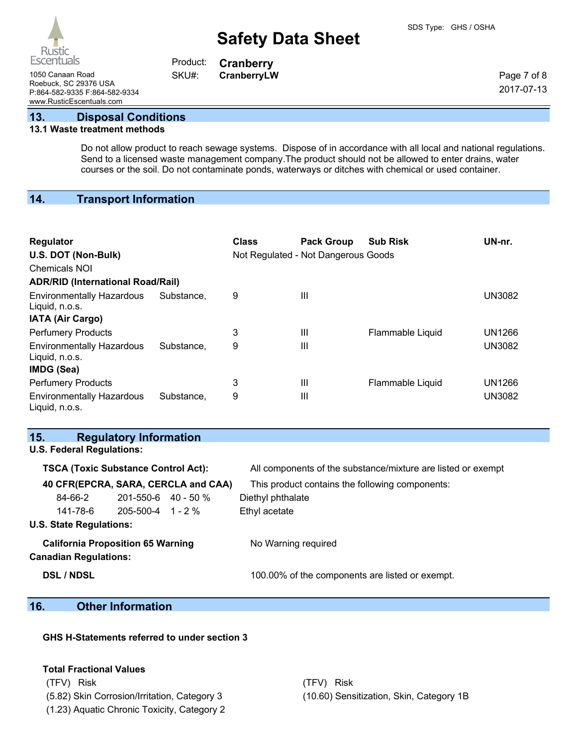## 13. Disposal Conditions

### 13.1 Waste treatment methods

Do not allow product to reach sewage systems. Dispose of in accordance with all local and national regulations. Send to a licensed waste management company.The product should not be allowed to enter drains, water courses or the soil. Do not contaminate ponds, waterways or ditches with chemical or used container.

## 14. Transport Information

| Regulator | Class | Pack Group | Sub Risk | UN-nr. |
|---|---|---|---|---|
| **U.S. DOT (Non-Bulk)** | Not Regulated - Not Dangerous Goods | | | |
| Chemicals NOI | | | | |
| **ADR/RID (International Road/Rail)** | | | | |
| Environmentally Hazardous Substance, Liquid, n.o.s. | 9 | III | | UN3082 |
| **IATA (Air Cargo)** | | | | |
| Perfumery Products | 3 | III | Flammable Liquid | UN1266 |
| Environmentally Hazardous Substance, Liquid, n.o.s. | 9 | III | | UN3082 |
| **IMDG (Sea)** | | | | |
| Perfumery Products | 3 | III | Flammable Liquid | UN1266 |
| Environmentally Hazardous Substance, Liquid, n.o.s. | 9 | III | | UN3082 |

## 15. Regulatory Information

**U.S. Federal Regulations:**

**TSCA (Toxic Substance Control Act):** All components of the substance/mixture are listed or exempt

**40 CFR(EPCRA, SARA, CERCLA and CAA)** This product contains the following components:

| | | | |
|---|---|---|---|
| 84-66-2 | 201-550-6 | 40 - 50 % | Diethyl phthalate |
| 141-78-6 | 205-500-4 | 1 - 2 % | Ethyl acetate |

**U.S. State Regulations:**

**California Proposition 65 Warning** No Warning required

**Canadian Regulations:**

**DSL / NDSL** 100.00% of the components are listed or exempt.

## 16. Other Information

**GHS H-Statements referred to under section 3**

**Total Fractional Values**

| (TFV) Risk | (TFV) Risk |
|---|---|
| (5.82) Skin Corrosion/Irritation, Category 3 | (10.60) Sensitization, Skin, Category 1B |
| (1.23) Aquatic Chronic Toxicity, Category 2 | |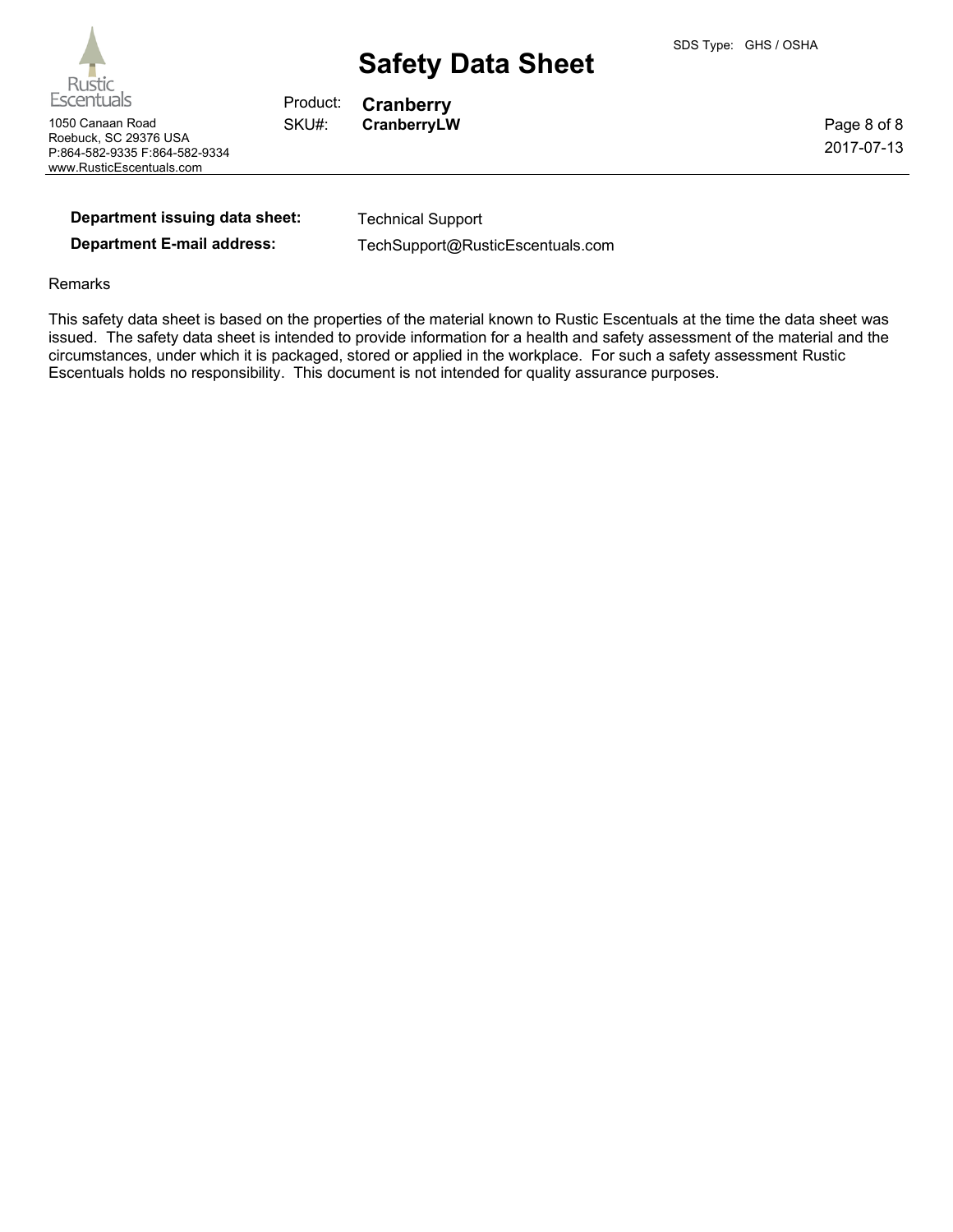**Department issuing data sheet:** Technical Support

**Department E-mail address:** TechSupport@RusticEscentuals.com

Remarks

This safety data sheet is based on the properties of the material known to Rustic Escentuals at the time the data sheet was issued. The safety data sheet is intended to provide information for a health and safety assessment of the material and the circumstances, under which it is packaged, stored or applied in the workplace. For such a safety assessment Rustic Escentuals holds no responsibility. This document is not intended for quality assurance purposes.